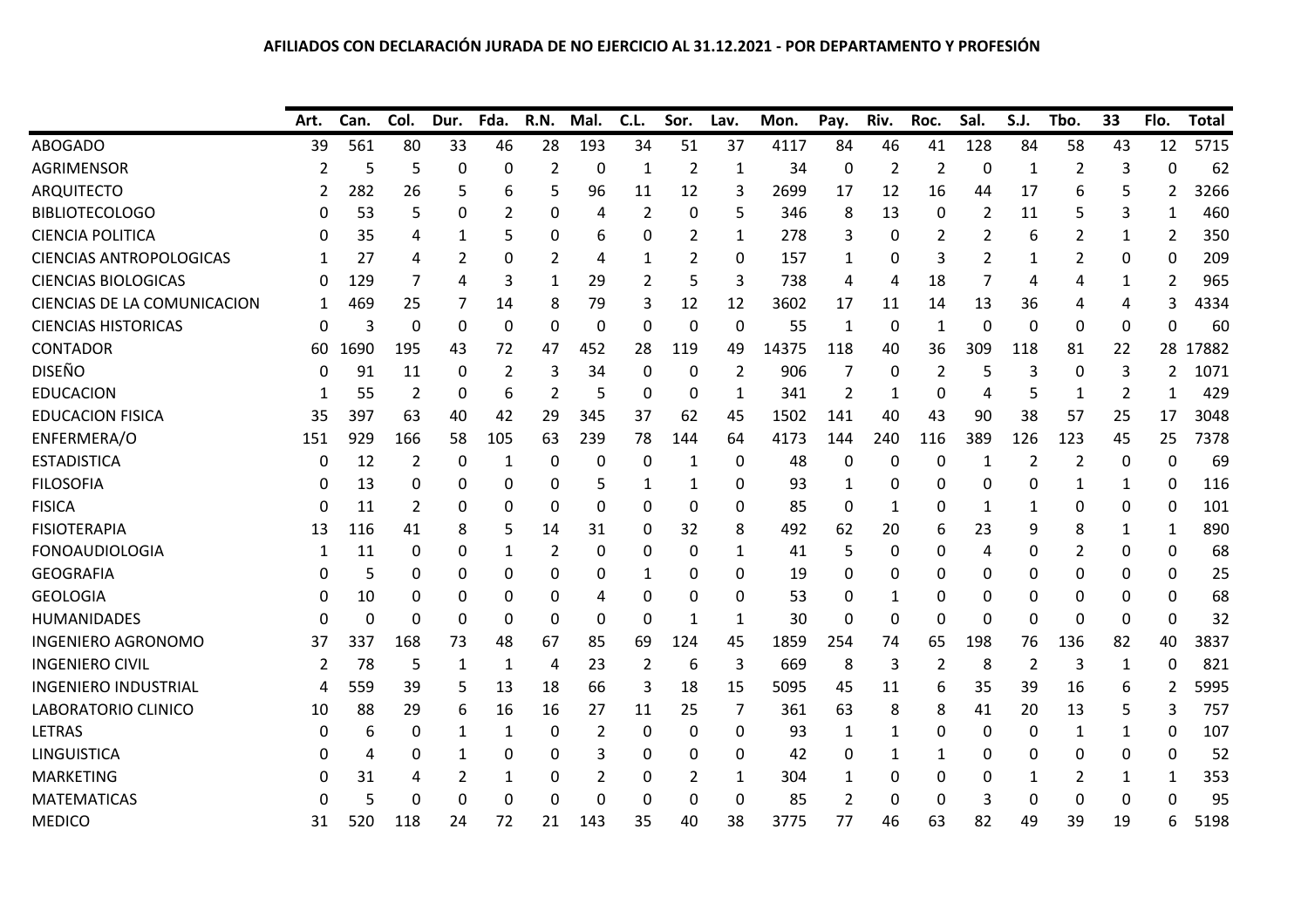**AFILIADOS CON DECLARACIÓN JURADA DE NO EJERCICIO AL 31.12.2021 - POR DEPARTAMENTO Y PROFESIÓN**

| | Art. | Can. | Col. | Dur. | Fda. | R.N. | Mal. | C.L. | Sor. | Lav. | Mon. | Pay. | Riv. | Roc. | Sal. | S.J. | Tbo. | 33 | Flo. | Total |
|---|---|---|---|---|---|---|---|---|---|---|---|---|---|---|---|---|---|---|---|---|
| ABOGADO | 39 | 561 | 80 | 33 | 46 | 28 | 193 | 34 | 51 | 37 | 4117 | 84 | 46 | 41 | 128 | 84 | 58 | 43 | 12 | 5715 |
| AGRIMENSOR | 2 | 5 | 5 | 0 | 0 | 2 | 0 | 1 | 2 | 1 | 34 | 0 | 2 | 2 | 0 | 1 | 2 | 3 | 0 | 62 |
| ARQUITECTO | 2 | 282 | 26 | 5 | 6 | 5 | 96 | 11 | 12 | 3 | 2699 | 17 | 12 | 16 | 44 | 17 | 6 | 5 | 2 | 3266 |
| BIBLIOTECOLOGO | 0 | 53 | 5 | 0 | 2 | 0 | 4 | 2 | 0 | 5 | 346 | 8 | 13 | 0 | 2 | 11 | 5 | 3 | 1 | 460 |
| CIENCIA POLITICA | 0 | 35 | 4 | 1 | 5 | 0 | 6 | 0 | 2 | 1 | 278 | 3 | 0 | 2 | 2 | 6 | 2 | 1 | 2 | 350 |
| CIENCIAS ANTROPOLOGICAS | 1 | 27 | 4 | 2 | 0 | 2 | 4 | 1 | 2 | 0 | 157 | 1 | 0 | 3 | 2 | 1 | 2 | 0 | 0 | 209 |
| CIENCIAS BIOLOGICAS | 0 | 129 | 7 | 4 | 3 | 1 | 29 | 2 | 5 | 3 | 738 | 4 | 4 | 18 | 7 | 4 | 4 | 1 | 2 | 965 |
| CIENCIAS DE LA COMUNICACION | 1 | 469 | 25 | 7 | 14 | 8 | 79 | 3 | 12 | 12 | 3602 | 17 | 11 | 14 | 13 | 36 | 4 | 4 | 3 | 4334 |
| CIENCIAS HISTORICAS | 0 | 3 | 0 | 0 | 0 | 0 | 0 | 0 | 0 | 0 | 55 | 1 | 0 | 1 | 0 | 0 | 0 | 0 | 0 | 60 |
| CONTADOR | 60 | 1690 | 195 | 43 | 72 | 47 | 452 | 28 | 119 | 49 | 14375 | 118 | 40 | 36 | 309 | 118 | 81 | 22 | 28 | 17882 |
| DISEÑO | 0 | 91 | 11 | 0 | 2 | 3 | 34 | 0 | 0 | 2 | 906 | 7 | 0 | 2 | 5 | 3 | 0 | 3 | 2 | 1071 |
| EDUCACION | 1 | 55 | 2 | 0 | 6 | 2 | 5 | 0 | 0 | 1 | 341 | 2 | 1 | 0 | 4 | 5 | 1 | 2 | 1 | 429 |
| EDUCACION FISICA | 35 | 397 | 63 | 40 | 42 | 29 | 345 | 37 | 62 | 45 | 1502 | 141 | 40 | 43 | 90 | 38 | 57 | 25 | 17 | 3048 |
| ENFERMERA/O | 151 | 929 | 166 | 58 | 105 | 63 | 239 | 78 | 144 | 64 | 4173 | 144 | 240 | 116 | 389 | 126 | 123 | 45 | 25 | 7378 |
| ESTADISTICA | 0 | 12 | 2 | 0 | 1 | 0 | 0 | 0 | 1 | 0 | 48 | 0 | 0 | 0 | 1 | 2 | 2 | 0 | 0 | 69 |
| FILOSOFIA | 0 | 13 | 0 | 0 | 0 | 0 | 5 | 1 | 1 | 0 | 93 | 1 | 0 | 0 | 0 | 0 | 1 | 1 | 0 | 116 |
| FISICA | 0 | 11 | 2 | 0 | 0 | 0 | 0 | 0 | 0 | 0 | 85 | 0 | 1 | 0 | 1 | 1 | 0 | 0 | 0 | 101 |
| FISIOTERAPIA | 13 | 116 | 41 | 8 | 5 | 14 | 31 | 0 | 32 | 8 | 492 | 62 | 20 | 6 | 23 | 9 | 8 | 1 | 1 | 890 |
| FONOAUDIOLOGIA | 1 | 11 | 0 | 0 | 1 | 2 | 0 | 0 | 0 | 1 | 41 | 5 | 0 | 0 | 4 | 0 | 2 | 0 | 0 | 68 |
| GEOGRAFIA | 0 | 5 | 0 | 0 | 0 | 0 | 0 | 1 | 0 | 0 | 19 | 0 | 0 | 0 | 0 | 0 | 0 | 0 | 0 | 25 |
| GEOLOGIA | 0 | 10 | 0 | 0 | 0 | 0 | 4 | 0 | 0 | 0 | 53 | 0 | 1 | 0 | 0 | 0 | 0 | 0 | 0 | 68 |
| HUMANIDADES | 0 | 0 | 0 | 0 | 0 | 0 | 0 | 0 | 1 | 1 | 30 | 0 | 0 | 0 | 0 | 0 | 0 | 0 | 0 | 32 |
| INGENIERO AGRONOMO | 37 | 337 | 168 | 73 | 48 | 67 | 85 | 69 | 124 | 45 | 1859 | 254 | 74 | 65 | 198 | 76 | 136 | 82 | 40 | 3837 |
| INGENIERO CIVIL | 2 | 78 | 5 | 1 | 1 | 4 | 23 | 2 | 6 | 3 | 669 | 8 | 3 | 2 | 8 | 2 | 3 | 1 | 0 | 821 |
| INGENIERO INDUSTRIAL | 4 | 559 | 39 | 5 | 13 | 18 | 66 | 3 | 18 | 15 | 5095 | 45 | 11 | 6 | 35 | 39 | 16 | 6 | 2 | 5995 |
| LABORATORIO CLINICO | 10 | 88 | 29 | 6 | 16 | 16 | 27 | 11 | 25 | 7 | 361 | 63 | 8 | 8 | 41 | 20 | 13 | 5 | 3 | 757 |
| LETRAS | 0 | 6 | 0 | 1 | 1 | 0 | 2 | 0 | 0 | 0 | 93 | 1 | 1 | 0 | 0 | 0 | 1 | 1 | 0 | 107 |
| LINGUISTICA | 0 | 4 | 0 | 1 | 0 | 0 | 3 | 0 | 0 | 0 | 42 | 0 | 1 | 1 | 0 | 0 | 0 | 0 | 0 | 52 |
| MARKETING | 0 | 31 | 4 | 2 | 1 | 0 | 2 | 0 | 2 | 1 | 304 | 1 | 0 | 0 | 0 | 1 | 2 | 1 | 1 | 353 |
| MATEMATICAS | 0 | 5 | 0 | 0 | 0 | 0 | 0 | 0 | 0 | 0 | 85 | 2 | 0 | 0 | 3 | 0 | 0 | 0 | 0 | 95 |
| MEDICO | 31 | 520 | 118 | 24 | 72 | 21 | 143 | 35 | 40 | 38 | 3775 | 77 | 46 | 63 | 82 | 49 | 39 | 19 | 6 | 5198 |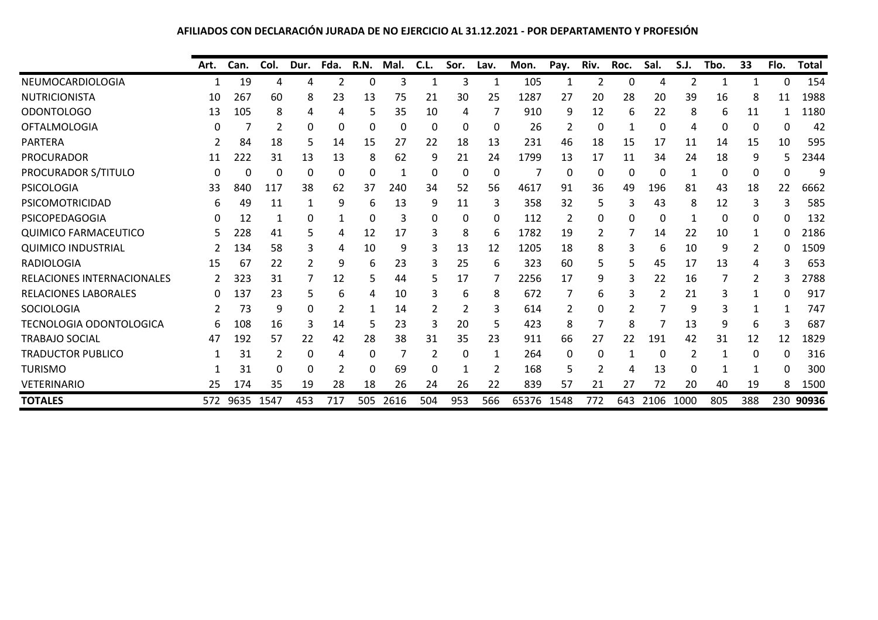**AFILIADOS CON DECLARACIÓN JURADA DE NO EJERCICIO AL 31.12.2021 - POR DEPARTAMENTO Y PROFESIÓN**

| | Art. | Can. | Col. | Dur. | Fda. | R.N. | Mal. | C.L. | Sor. | Lav. | Mon. | Pay. | Riv. | Roc. | Sal. | S.J. | Tbo. | 33 | Flo. | Total |
|---|---|---|---|---|---|---|---|---|---|---|---|---|---|---|---|---|---|---|---|---|
| NEUMOCARDIOLOGIA | 1 | 19 | 4 | 4 | 2 | 0 | 3 | 1 | 3 | 1 | 105 | 1 | 2 | 0 | 4 | 2 | 1 | 1 | 0 | 154 |
| NUTRICIONISTA | 10 | 267 | 60 | 8 | 23 | 13 | 75 | 21 | 30 | 25 | 1287 | 27 | 20 | 28 | 20 | 39 | 16 | 8 | 11 | 1988 |
| ODONTOLOGO | 13 | 105 | 8 | 4 | 4 | 5 | 35 | 10 | 4 | 7 | 910 | 9 | 12 | 6 | 22 | 8 | 6 | 11 | 1 | 1180 |
| OFTALMOLOGIA | 0 | 7 | 2 | 0 | 0 | 0 | 0 | 0 | 0 | 0 | 26 | 2 | 0 | 1 | 0 | 4 | 0 | 0 | 0 | 42 |
| PARTERA | 2 | 84 | 18 | 5 | 14 | 15 | 27 | 22 | 18 | 13 | 231 | 46 | 18 | 15 | 17 | 11 | 14 | 15 | 10 | 595 |
| PROCURADOR | 11 | 222 | 31 | 13 | 13 | 8 | 62 | 9 | 21 | 24 | 1799 | 13 | 17 | 11 | 34 | 24 | 18 | 9 | 5 | 2344 |
| PROCURADOR S/TITULO | 0 | 0 | 0 | 0 | 0 | 0 | 1 | 0 | 0 | 0 | 7 | 0 | 0 | 0 | 0 | 1 | 0 | 0 | 0 | 9 |
| PSICOLOGIA | 33 | 840 | 117 | 38 | 62 | 37 | 240 | 34 | 52 | 56 | 4617 | 91 | 36 | 49 | 196 | 81 | 43 | 18 | 22 | 6662 |
| PSICOMOTRICIDAD | 6 | 49 | 11 | 1 | 9 | 6 | 13 | 9 | 11 | 3 | 358 | 32 | 5 | 3 | 43 | 8 | 12 | 3 | 3 | 585 |
| PSICOPEDAGOGIA | 0 | 12 | 1 | 0 | 1 | 0 | 3 | 0 | 0 | 0 | 112 | 2 | 0 | 0 | 0 | 1 | 0 | 0 | 0 | 132 |
| QUIMICO FARMACEUTICO | 5 | 228 | 41 | 5 | 4 | 12 | 17 | 3 | 8 | 6 | 1782 | 19 | 2 | 7 | 14 | 22 | 10 | 1 | 0 | 2186 |
| QUIMICO INDUSTRIAL | 2 | 134 | 58 | 3 | 4 | 10 | 9 | 3 | 13 | 12 | 1205 | 18 | 8 | 3 | 6 | 10 | 9 | 2 | 0 | 1509 |
| RADIOLOGIA | 15 | 67 | 22 | 2 | 9 | 6 | 23 | 3 | 25 | 6 | 323 | 60 | 5 | 5 | 45 | 17 | 13 | 4 | 3 | 653 |
| RELACIONES INTERNACIONALES | 2 | 323 | 31 | 7 | 12 | 5 | 44 | 5 | 17 | 7 | 2256 | 17 | 9 | 3 | 22 | 16 | 7 | 2 | 3 | 2788 |
| RELACIONES LABORALES | 0 | 137 | 23 | 5 | 6 | 4 | 10 | 3 | 6 | 8 | 672 | 7 | 6 | 3 | 2 | 21 | 3 | 1 | 0 | 917 |
| SOCIOLOGIA | 2 | 73 | 9 | 0 | 2 | 1 | 14 | 2 | 2 | 3 | 614 | 2 | 0 | 2 | 7 | 9 | 3 | 1 | 1 | 747 |
| TECNOLOGIA ODONTOLOGICA | 6 | 108 | 16 | 3 | 14 | 5 | 23 | 3 | 20 | 5 | 423 | 8 | 7 | 8 | 7 | 13 | 9 | 6 | 3 | 687 |
| TRABAJO SOCIAL | 47 | 192 | 57 | 22 | 42 | 28 | 38 | 31 | 35 | 23 | 911 | 66 | 27 | 22 | 191 | 42 | 31 | 12 | 12 | 1829 |
| TRADUCTOR PUBLICO | 1 | 31 | 2 | 0 | 4 | 0 | 7 | 2 | 0 | 1 | 264 | 0 | 0 | 1 | 0 | 2 | 1 | 0 | 0 | 316 |
| TURISMO | 1 | 31 | 0 | 0 | 2 | 0 | 69 | 0 | 1 | 2 | 168 | 5 | 2 | 4 | 13 | 0 | 1 | 1 | 0 | 300 |
| VETERINARIO | 25 | 174 | 35 | 19 | 28 | 18 | 26 | 24 | 26 | 22 | 839 | 57 | 21 | 27 | 72 | 20 | 40 | 19 | 8 | 1500 |
| **TOTALES** | 572 | 9635 | 1547 | 453 | 717 | 505 | 2616 | 504 | 953 | 566 | 65376 | 1548 | 772 | 643 | 2106 | 1000 | 805 | 388 | 230 | **90936** |